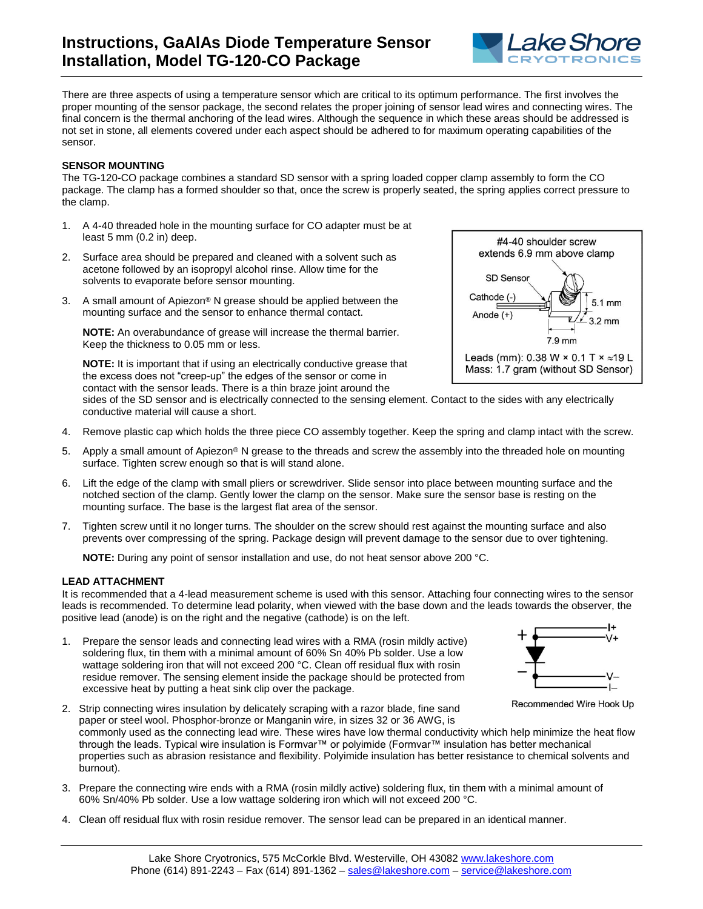# Instructions, GaAlAs Diode Temperature Sensor Installation, Model TG-120-CO Package

There are three aspects of using a temperature sensor which are critical to its optimum performance. The first involves the proper mounting of the sensor package, the second relates the proper joining of sensor lead wires and connecting wires. The final concern is the thermal anchoring of the lead wires. Although the sequence in which these areas should be addressed is not set in stone, all elements covered under each aspect should be adhered to for maximum operating capabilities of the sensor.

## SENSOR MOUNTING

The TG-120-CO package combines a standard SD sensor with a spring loaded copper clamp assembly to form the CO package. The clamp has a formed shoulder so that, once the screw is properly seated, the spring applies correct pressure to the clamp.

1. A 4-40 threaded hole in the mounting surface for CO adapter must be at least 5 mm (0.2 in) deep.
2. Surface area should be prepared and cleaned with a solvent such as acetone followed by an isopropyl alcohol rinse. Allow time for the solvents to evaporate before sensor mounting.
3. A small amount of Apiezon® N grease should be applied between the mounting surface and the sensor to enhance thermal contact.

   **NOTE:** An overabundance of grease will increase the thermal barrier. Keep the thickness to 0.05 mm or less.

   **NOTE:** It is important that if using an electrically conductive grease that the excess does not "creep-up" the edges of the sensor or come in contact with the sensor leads. There is a thin braze joint around the sides of the SD sensor and is electrically connected to the sensing element. Contact to the sides with any electrically conductive material will cause a short.
4. Remove plastic cap which holds the three piece CO assembly together. Keep the spring and clamp intact with the screw.
5. Apply a small amount of Apiezon® N grease to the threads and screw the assembly into the threaded hole on mounting surface. Tighten screw enough so that is will stand alone.
6. Lift the edge of the clamp with small pliers or screwdriver. Slide sensor into place between mounting surface and the notched section of the clamp. Gently lower the clamp on the sensor. Make sure the sensor base is resting on the mounting surface. The base is the largest flat area of the sensor.
7. Tighten screw until it no longer turns. The shoulder on the screw should rest against the mounting surface and also prevents over compressing of the spring. Package design will prevent damage to the sensor due to over tightening.

   **NOTE:** During any point of sensor installation and use, do not heat sensor above 200 °C.

#4-40 shoulder screw extends 6.9 mm above clamp

SD Sensor; Cathode (-); Anode (+); 5.1 mm; 3.2 mm; 7.9 mm

Leads (mm): 0.38 W × 0.1 T × ≈19 L
Mass: 1.7 gram (without SD Sensor)

## LEAD ATTACHMENT

It is recommended that a 4-lead measurement scheme is used with this sensor. Attaching four connecting wires to the sensor leads is recommended. To determine lead polarity, when viewed with the base down and the leads towards the observer, the positive lead (anode) is on the right and the negative (cathode) is on the left.

1. Prepare the sensor leads and connecting lead wires with a RMA (rosin mildly active) soldering flux, tin them with a minimal amount of 60% Sn 40% Pb solder. Use a low wattage soldering iron that will not exceed 200 °C. Clean off residual flux with rosin residue remover. The sensing element inside the package should be protected from excessive heat by putting a heat sink clip over the package.
2. Strip connecting wires insulation by delicately scraping with a razor blade, fine sand paper or steel wool. Phosphor-bronze or Manganin wire, in sizes 32 or 36 AWG, is commonly used as the connecting lead wire. These wires have low thermal conductivity which help minimize the heat flow through the leads. Typical wire insulation is Formvar™ or polyimide (Formvar™ insulation has better mechanical properties such as abrasion resistance and flexibility. Polyimide insulation has better resistance to chemical solvents and burnout).
3. Prepare the connecting wire ends with a RMA (rosin mildly active) soldering flux, tin them with a minimal amount of 60% Sn/40% Pb solder. Use a low wattage soldering iron which will not exceed 200 °C.
4. Clean off residual flux with rosin residue remover. The sensor lead can be prepared in an identical manner.

+ I+ V+ − V− I−

Recommended Wire Hook Up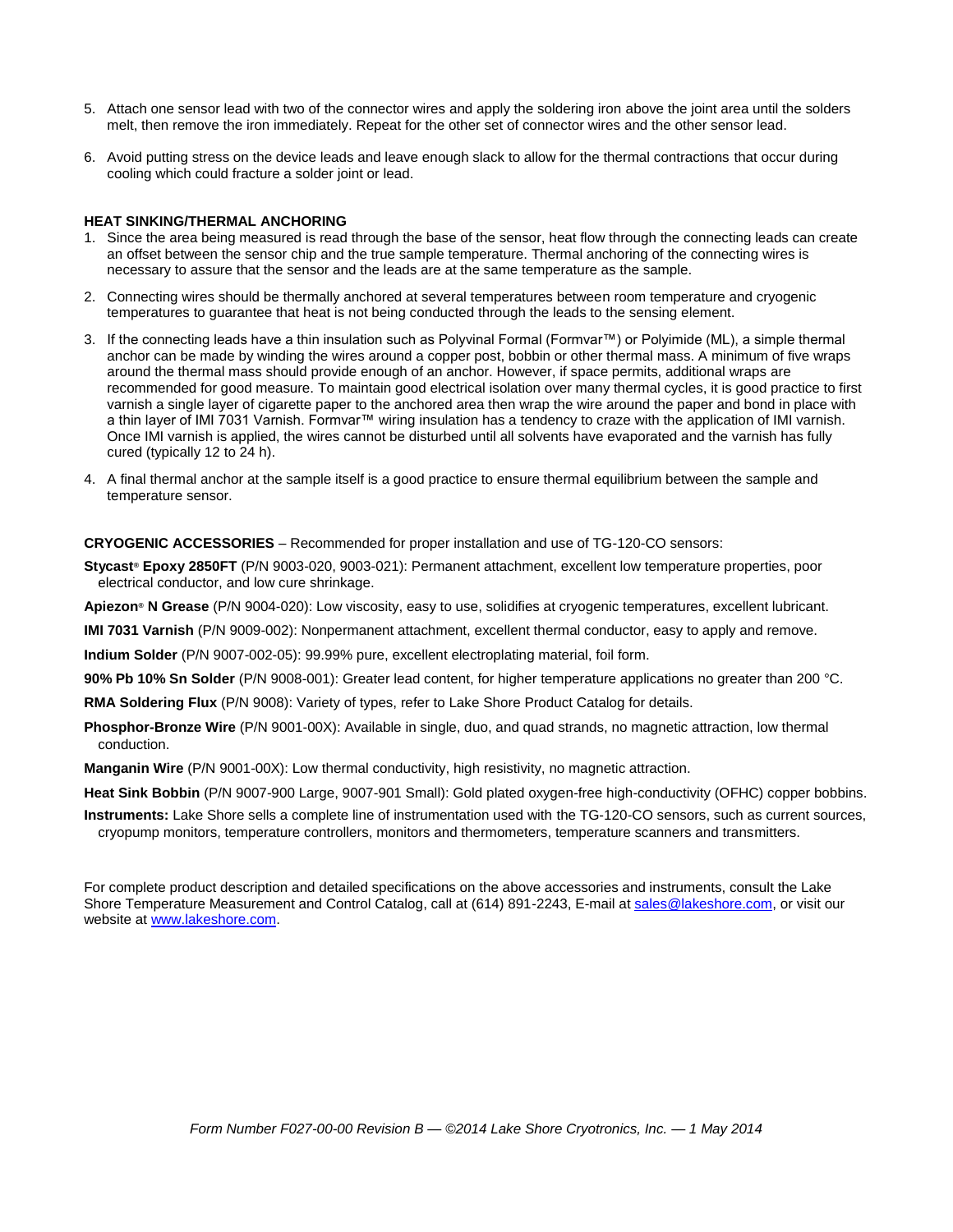5. Attach one sensor lead with two of the connector wires and apply the soldering iron above the joint area until the solders melt, then remove the iron immediately. Repeat for the other set of connector wires and the other sensor lead.

6. Avoid putting stress on the device leads and leave enough slack to allow for the thermal contractions that occur during cooling which could fracture a solder joint or lead.

**HEAT SINKING/THERMAL ANCHORING**

1. Since the area being measured is read through the base of the sensor, heat flow through the connecting leads can create an offset between the sensor chip and the true sample temperature. Thermal anchoring of the connecting wires is necessary to assure that the sensor and the leads are at the same temperature as the sample.

2. Connecting wires should be thermally anchored at several temperatures between room temperature and cryogenic temperatures to guarantee that heat is not being conducted through the leads to the sensing element.

3. If the connecting leads have a thin insulation such as Polyvinal Formal (Formvar™) or Polyimide (ML), a simple thermal anchor can be made by winding the wires around a copper post, bobbin or other thermal mass. A minimum of five wraps around the thermal mass should provide enough of an anchor. However, if space permits, additional wraps are recommended for good measure. To maintain good electrical isolation over many thermal cycles, it is good practice to first varnish a single layer of cigarette paper to the anchored area then wrap the wire around the paper and bond in place with a thin layer of IMI 7031 Varnish. Formvar™ wiring insulation has a tendency to craze with the application of IMI varnish. Once IMI varnish is applied, the wires cannot be disturbed until all solvents have evaporated and the varnish has fully cured (typically 12 to 24 h).

4. A final thermal anchor at the sample itself is a good practice to ensure thermal equilibrium between the sample and temperature sensor.

**CRYOGENIC ACCESSORIES** – Recommended for proper installation and use of TG-120-CO sensors:

**Stycast® Epoxy 2850FT** (P/N 9003-020, 9003-021): Permanent attachment, excellent low temperature properties, poor electrical conductor, and low cure shrinkage.

**Apiezon® N Grease** (P/N 9004-020): Low viscosity, easy to use, solidifies at cryogenic temperatures, excellent lubricant.

**IMI 7031 Varnish** (P/N 9009-002): Nonpermanent attachment, excellent thermal conductor, easy to apply and remove.

**Indium Solder** (P/N 9007-002-05): 99.99% pure, excellent electroplating material, foil form.

**90% Pb 10% Sn Solder** (P/N 9008-001): Greater lead content, for higher temperature applications no greater than 200 °C.

**RMA Soldering Flux** (P/N 9008): Variety of types, refer to Lake Shore Product Catalog for details.

**Phosphor-Bronze Wire** (P/N 9001-00X): Available in single, duo, and quad strands, no magnetic attraction, low thermal conduction.

**Manganin Wire** (P/N 9001-00X): Low thermal conductivity, high resistivity, no magnetic attraction.

**Heat Sink Bobbin** (P/N 9007-900 Large, 9007-901 Small): Gold plated oxygen-free high-conductivity (OFHC) copper bobbins.

**Instruments:** Lake Shore sells a complete line of instrumentation used with the TG-120-CO sensors, such as current sources, cryopump monitors, temperature controllers, monitors and thermometers, temperature scanners and transmitters.

For complete product description and detailed specifications on the above accessories and instruments, consult the Lake Shore Temperature Measurement and Control Catalog, call at (614) 891-2243, E-mail at sales@lakeshore.com, or visit our website at www.lakeshore.com.

*Form Number F027-00-00 Revision B — ©2014 Lake Shore Cryotronics, Inc. — 1 May 2014*